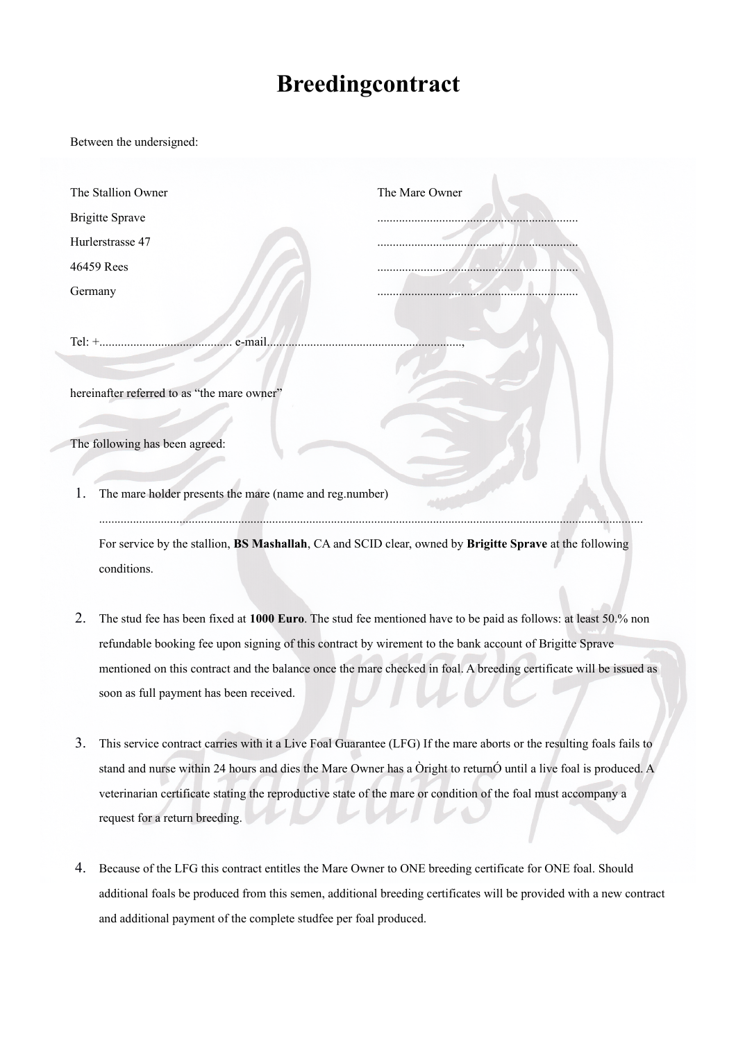# Breedingcontract

Between the undersigned:

| The Stallion Owner | The Mare Owner |
|---|---|
| Brigitte Sprave | ................................................................ |
| Hurlerstrasse 47 | ................................................................ |
| 46459 Rees | ................................................................ |
| Germany | ................................................................ |

Tel: +........................................... e-mail..............................................................,

hereinafter referred to as "the mare owner"

The following has been agreed:

1. The mare holder presents the mare (name and reg.number)

   ...............................................................................................................................................................

   For service by the stallion, **BS Mashallah**, CA and SCID clear, owned by **Brigitte Sprave** at the following conditions.

2. The stud fee has been fixed at **1000 Euro**. The stud fee mentioned have to be paid as follows: at least 50.% non refundable booking fee upon signing of this contract by wirement to the bank account of Brigitte Sprave mentioned on this contract and the balance once the mare checked in foal. A breeding certificate will be issued as soon as full payment has been received.

3. This service contract carries with it a Live Foal Guarantee (LFG) If the mare aborts or the resulting foals fails to stand and nurse within 24 hours and dies the Mare Owner has a Òright to returnÓ until a live foal is produced. A veterinarian certificate stating the reproductive state of the mare or condition of the foal must accompany a request for a return breeding.

4. Because of the LFG this contract entitles the Mare Owner to ONE breeding certificate for ONE foal. Should additional foals be produced from this semen, additional breeding certificates will be provided with a new contract and additional payment of the complete studfee per foal produced.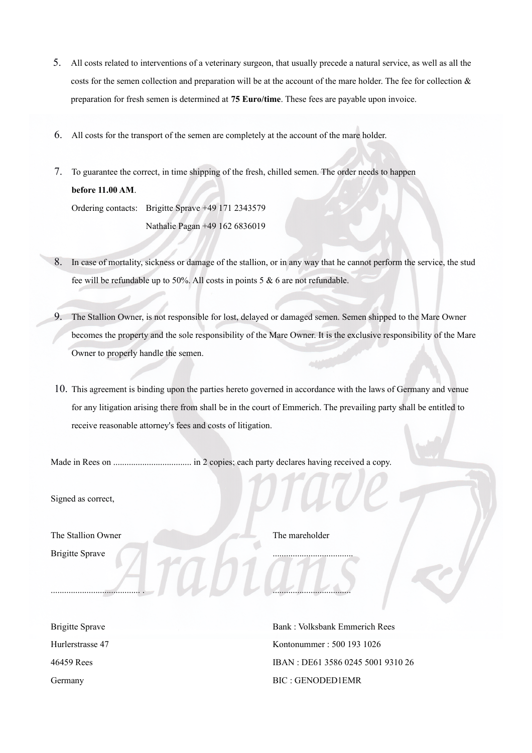5. All costs related to interventions of a veterinary surgeon, that usually precede a natural service, as well as all the costs for the semen collection and preparation will be at the account of the mare holder. The fee for collection & preparation for fresh semen is determined at **75 Euro/time**. These fees are payable upon invoice.

6. All costs for the transport of the semen are completely at the account of the mare holder.

7. To guarantee the correct, in time shipping of the fresh, chilled semen. The order needs to happen **before 11.00 AM**.

   Ordering contacts: Brigitte Sprave +49 171 2343579
   Nathalie Pagan +49 162 6836019

8. In case of mortality, sickness or damage of the stallion, or in any way that he cannot perform the service, the stud fee will be refundable up to 50%. All costs in points 5 & 6 are not refundable.

9. The Stallion Owner, is not responsible for lost, delayed or damaged semen. Semen shipped to the Mare Owner becomes the property and the sole responsibility of the Mare Owner. It is the exclusive responsibility of the Mare Owner to properly handle the semen.

10. This agreement is binding upon the parties hereto governed in accordance with the laws of Germany and venue for any litigation arising there from shall be in the court of Emmerich. The prevailing party shall be entitled to receive reasonable attorney's fees and costs of litigation.

Made in Rees on ................................... in 2 copies; each party declares having received a copy.

Signed as correct,

| | |
|---|---|
| The Stallion Owner | The mareholder |
| Brigitte Sprave | .................................... |
| ........................................ . | .................................... |

| | |
|---|---|
| Brigitte Sprave | Bank : Volksbank Emmerich Rees |
| Hurlerstrasse 47 | Kontonummer : 500 193 1026 |
| 46459 Rees | IBAN : DE61 3586 0245 5001 9310 26 |
| Germany | BIC : GENODED1EMR |